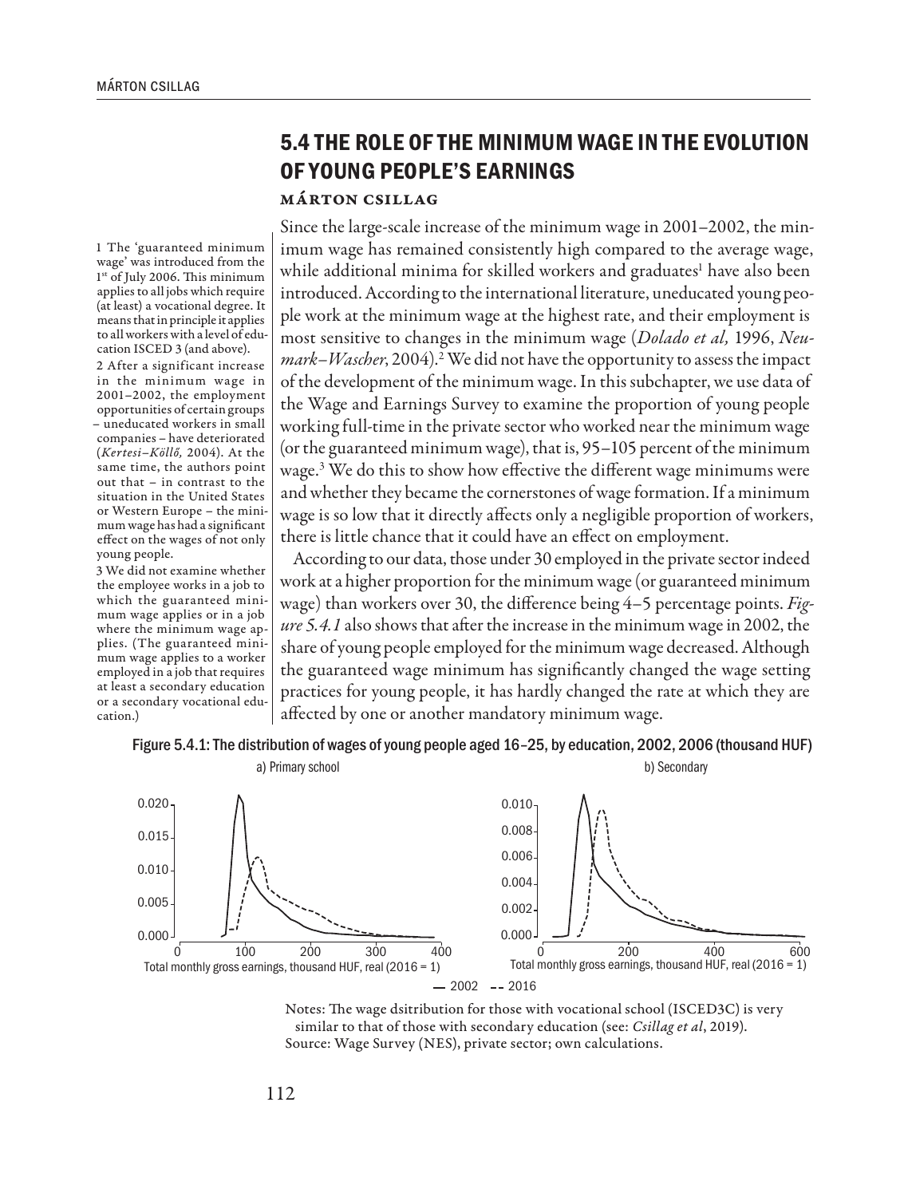# 5.4 THE ROLE OF THE MINIMUM WAGE IN THE EVOLUTION OF YOUNG PEOPLE'S EARNINGS

**Márton Csillag**

Since the large-scale increase of the minimum wage in 2001–2002, the minimum wage has remained consistently high compared to the average wage, while additional minima for skilled workers and graduates[1] have also been introduced. According to the international literature, uneducated young people work at the minimum wage at the highest rate, and their employment is most sensitive to changes in the minimum wage (*Dolado et al,* 1996, *Neumark–Wascher*, 2004).[2] We did not have the opportunity to assess the impact of the development of the minimum wage. In this subchapter, we use data of the Wage and Earnings Survey to examine the proportion of young people working full-time in the private sector who worked near the minimum wage (or the guaranteed minimum wage), that is, 95–105 percent of the minimum wage.[3] We do this to show how effective the different wage minimums were and whether they became the cornerstones of wage formation. If a minimum wage is so low that it directly affects only a negligible proportion of workers, there is little chance that it could have an effect on employment.

According to our data, those under 30 employed in the private sector indeed work at a higher proportion for the minimum wage (or guaranteed minimum wage) than workers over 30, the difference being 4–5 percentage points. *Figure 5.4.1* also shows that after the increase in the minimum wage in 2002, the share of young people employed for the minimum wage decreased. Although the guaranteed wage minimum has significantly changed the wage setting practices for young people, it has hardly changed the rate at which they are affected by one or another mandatory minimum wage.

[1] The 'guaranteed minimum wage' was introduced from the 1st of July 2006. This minimum applies to all jobs which require (at least) a vocational degree. It means that in principle it applies to all workers with a level of education ISCED 3 (and above).

[2] After a significant increase in the minimum wage in 2001–2002, the employment opportunities of certain groups – uneducated workers in small companies – have deteriorated (*Kertesi–Köllő,* 2004). At the same time, the authors point out that – in contrast to the situation in the United States or Western Europe – the minimum wage has had a significant effect on the wages of not only young people.

[3] We did not examine whether the employee works in a job to which the guaranteed minimum wage applies or in a job where the minimum wage applies. (The guaranteed minimum wage applies to a worker employed in a job that requires at least a secondary education or a secondary vocational education.)

Figure 5.4.1: The distribution of wages of young people aged 16–25, by education, 2002, 2006 (thousand HUF)

a) Primary school

b) Secondary

Total monthly gross earnings, thousand HUF, real (2016 = 1)

— 2002 -- 2016

Notes: The wage dsitribution for those with vocational school (ISCED3C) is very similar to that of those with secondary education (see: *Csillag et al*, 2019).
Source: Wage Survey (NES), private sector; own calculations.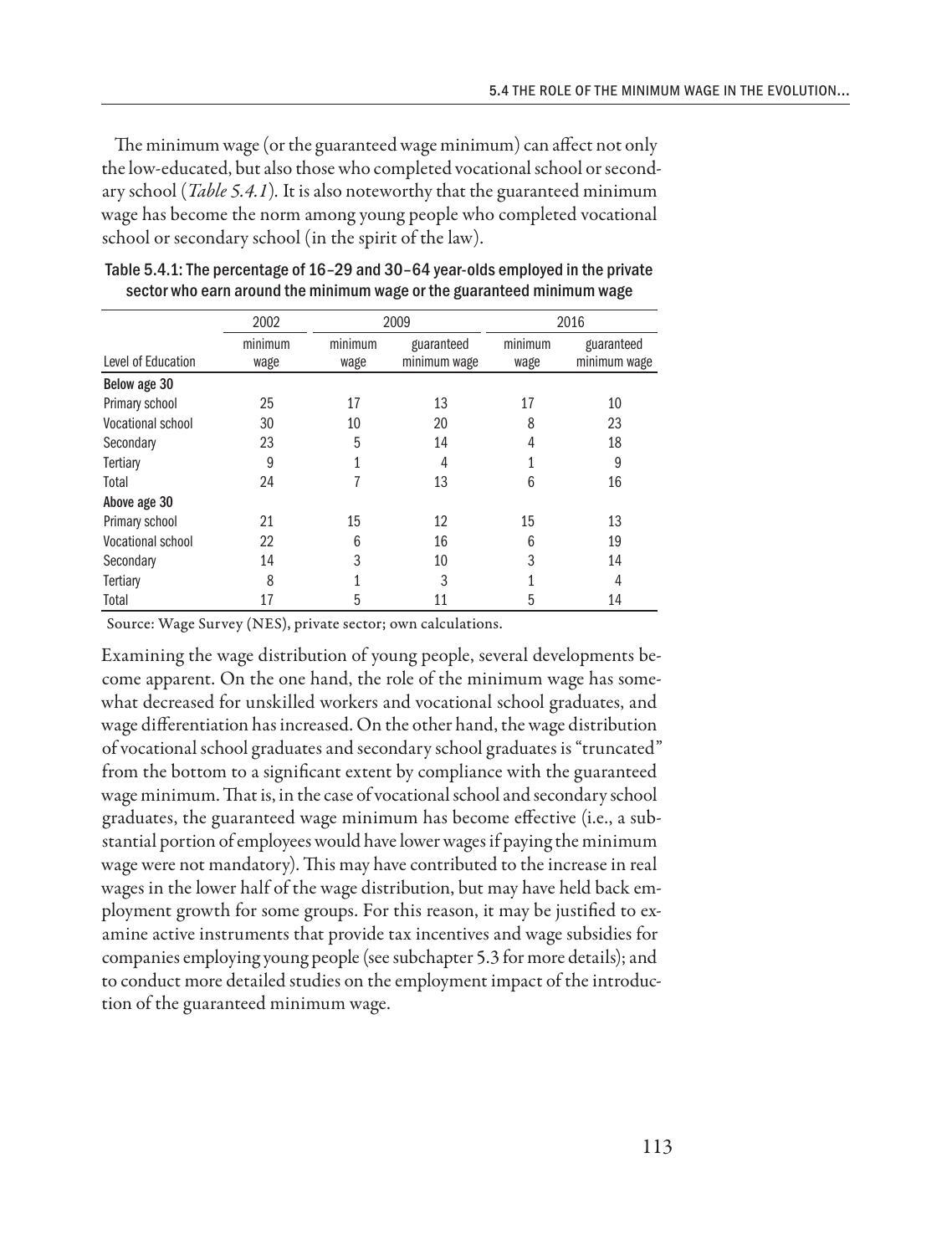The minimum wage (or the guaranteed wage minimum) can affect not only the low-educated, but also those who completed vocational school or secondary school (*Table 5.4.1*). It is also noteworthy that the guaranteed minimum wage has become the norm among young people who completed vocational school or secondary school (in the spirit of the law).

Table 5.4.1: The percentage of 16–29 and 30–64 year-olds employed in the private sector who earn around the minimum wage or the guaranteed minimum wage

| | 2002 | 2009 | | 2016 | |
|---|---|---|---|---|---|
| Level of Education | minimum wage | minimum wage | guaranteed minimum wage | minimum wage | guaranteed minimum wage |
| **Below age 30** | | | | | |
| Primary school | 25 | 17 | 13 | 17 | 10 |
| Vocational school | 30 | 10 | 20 | 8 | 23 |
| Secondary | 23 | 5 | 14 | 4 | 18 |
| Tertiary | 9 | 1 | 4 | 1 | 9 |
| Total | 24 | 7 | 13 | 6 | 16 |
| **Above age 30** | | | | | |
| Primary school | 21 | 15 | 12 | 15 | 13 |
| Vocational school | 22 | 6 | 16 | 6 | 19 |
| Secondary | 14 | 3 | 10 | 3 | 14 |
| Tertiary | 8 | 1 | 3 | 1 | 4 |
| Total | 17 | 5 | 11 | 5 | 14 |

Source: Wage Survey (NES), private sector; own calculations.

Examining the wage distribution of young people, several developments become apparent. On the one hand, the role of the minimum wage has somewhat decreased for unskilled workers and vocational school graduates, and wage differentiation has increased. On the other hand, the wage distribution of vocational school graduates and secondary school graduates is "truncated" from the bottom to a significant extent by compliance with the guaranteed wage minimum. That is, in the case of vocational school and secondary school graduates, the guaranteed wage minimum has become effective (i.e., a substantial portion of employees would have lower wages if paying the minimum wage were not mandatory). This may have contributed to the increase in real wages in the lower half of the wage distribution, but may have held back employment growth for some groups. For this reason, it may be justified to examine active instruments that provide tax incentives and wage subsidies for companies employing young people (see subchapter 5.3 for more details); and to conduct more detailed studies on the employment impact of the introduction of the guaranteed minimum wage.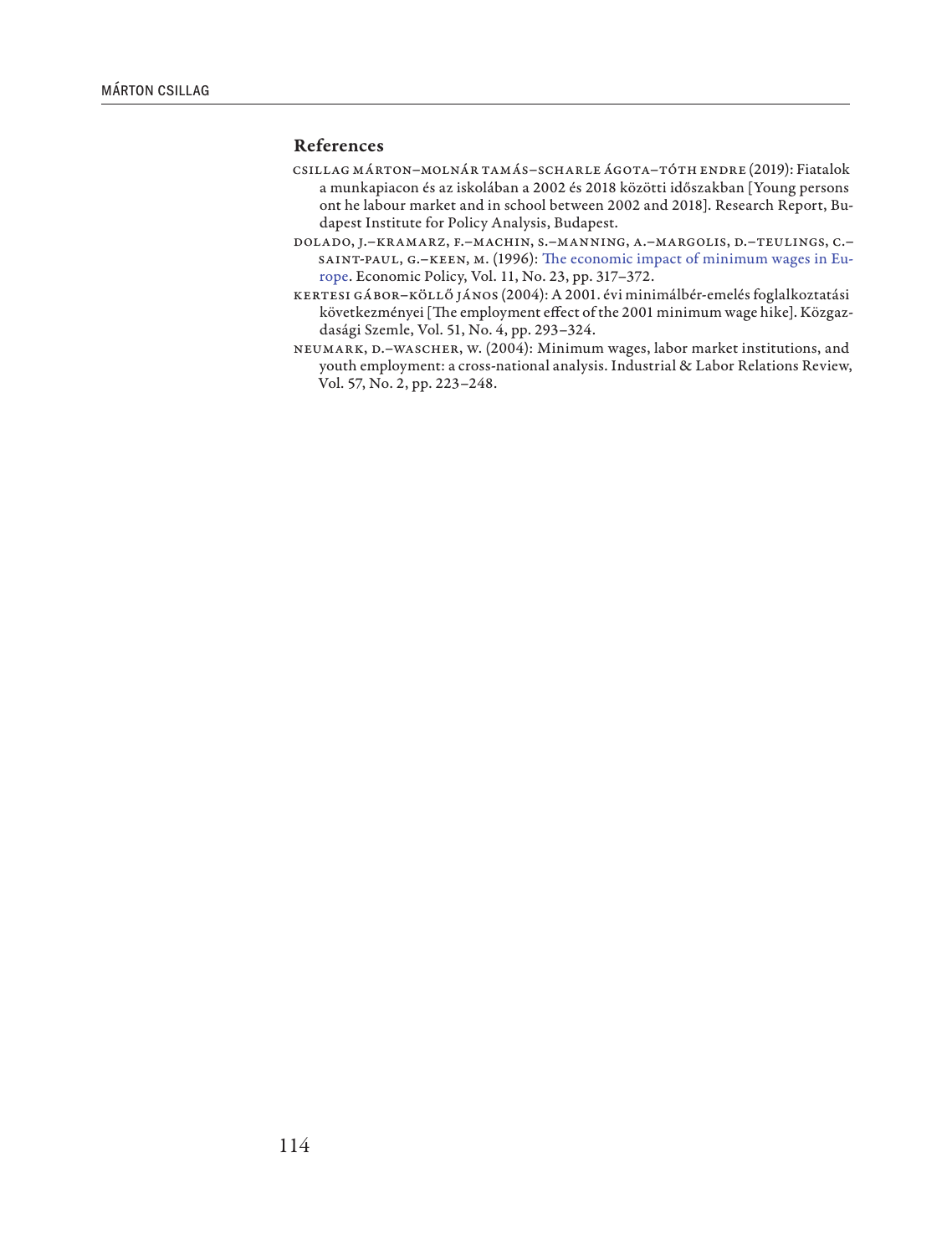## References

Csillag Márton–Molnár Tamás–Scharle Ágota–Tóth Endre (2019): Fiatalok a munkapiacon és az iskolában a 2002 és 2018 közötti időszakban [Young persons ont he labour market and in school between 2002 and 2018]. Research Report, Budapest Institute for Policy Analysis, Budapest.

Dolado, J.–Kramarz, F.–Machin, S.–Manning, A.–Margolis, D.–Teulings, C.–Saint-Paul, G.–Keen, M. (1996): The economic impact of minimum wages in Europe. Economic Policy, Vol. 11, No. 23, pp. 317–372.

Kertesi Gábor–Köllő János (2004): A 2001. évi minimálbér-emelés foglalkoztatási következményei [The employment effect of the 2001 minimum wage hike]. Közgazdasági Szemle, Vol. 51, No. 4, pp. 293–324.

Neumark, D.–Wascher, W. (2004): Minimum wages, labor market institutions, and youth employment: a cross-national analysis. Industrial & Labor Relations Review, Vol. 57, No. 2, pp. 223–248.